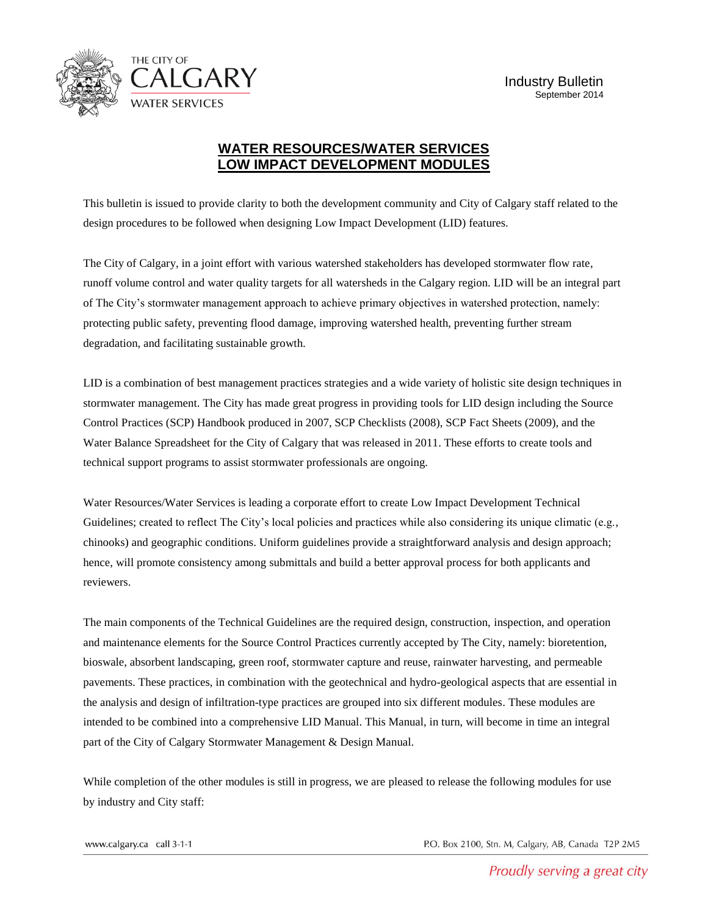THE CITY OF CALGARY
WATER SERVICES

Industry Bulletin
September 2014

# WATER RESOURCES/WATER SERVICES LOW IMPACT DEVELOPMENT MODULES

This bulletin is issued to provide clarity to both the development community and City of Calgary staff related to the design procedures to be followed when designing Low Impact Development (LID) features.

The City of Calgary, in a joint effort with various watershed stakeholders has developed stormwater flow rate, runoff volume control and water quality targets for all watersheds in the Calgary region. LID will be an integral part of The City's stormwater management approach to achieve primary objectives in watershed protection, namely: protecting public safety, preventing flood damage, improving watershed health, preventing further stream degradation, and facilitating sustainable growth.

LID is a combination of best management practices strategies and a wide variety of holistic site design techniques in stormwater management. The City has made great progress in providing tools for LID design including the Source Control Practices (SCP) Handbook produced in 2007, SCP Checklists (2008), SCP Fact Sheets (2009), and the Water Balance Spreadsheet for the City of Calgary that was released in 2011. These efforts to create tools and technical support programs to assist stormwater professionals are ongoing.

Water Resources/Water Services is leading a corporate effort to create Low Impact Development Technical Guidelines; created to reflect The City's local policies and practices while also considering its unique climatic (e.g., chinooks) and geographic conditions. Uniform guidelines provide a straightforward analysis and design approach; hence, will promote consistency among submittals and build a better approval process for both applicants and reviewers.

The main components of the Technical Guidelines are the required design, construction, inspection, and operation and maintenance elements for the Source Control Practices currently accepted by The City, namely: bioretention, bioswale, absorbent landscaping, green roof, stormwater capture and reuse, rainwater harvesting, and permeable pavements. These practices, in combination with the geotechnical and hydro-geological aspects that are essential in the analysis and design of infiltration-type practices are grouped into six different modules. These modules are intended to be combined into a comprehensive LID Manual. This Manual, in turn, will become in time an integral part of the City of Calgary Stormwater Management & Design Manual.

While completion of the other modules is still in progress, we are pleased to release the following modules for use by industry and City staff: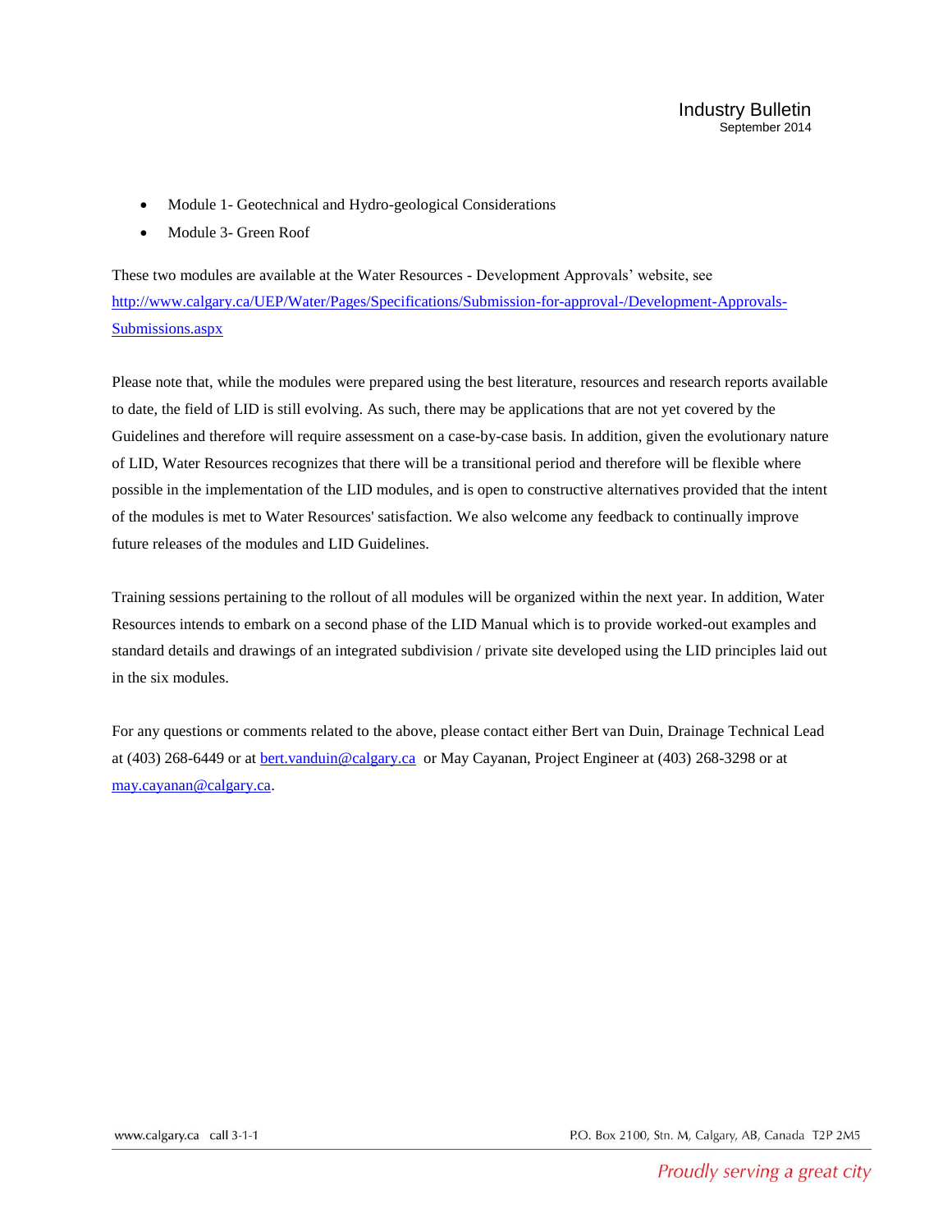- Module 1- Geotechnical and Hydro-geological Considerations
- Module 3- Green Roof

These two modules are available at the Water Resources - Development Approvals' website, see [http://www.calgary.ca/UEP/Water/Pages/Specifications/Submission-for-approval-/Development-Approvals-Submissions.aspx](http://www.calgary.ca/UEP/Water/Pages/Specifications/Submission-for-approval-/Development-Approvals-Submissions.aspx)

Please note that, while the modules were prepared using the best literature, resources and research reports available to date, the field of LID is still evolving. As such, there may be applications that are not yet covered by the Guidelines and therefore will require assessment on a case-by-case basis. In addition, given the evolutionary nature of LID, Water Resources recognizes that there will be a transitional period and therefore will be flexible where possible in the implementation of the LID modules, and is open to constructive alternatives provided that the intent of the modules is met to Water Resources' satisfaction. We also welcome any feedback to continually improve future releases of the modules and LID Guidelines.

Training sessions pertaining to the rollout of all modules will be organized within the next year. In addition, Water Resources intends to embark on a second phase of the LID Manual which is to provide worked-out examples and standard details and drawings of an integrated subdivision / private site developed using the LID principles laid out in the six modules.

For any questions or comments related to the above, please contact either Bert van Duin, Drainage Technical Lead at (403) 268-6449 or at [bert.vanduin@calgary.ca](mailto:bert.vanduin@calgary.ca) or May Cayanan, Project Engineer at (403) 268-3298 or at [may.cayanan@calgary.ca](mailto:may.cayanan@calgary.ca).